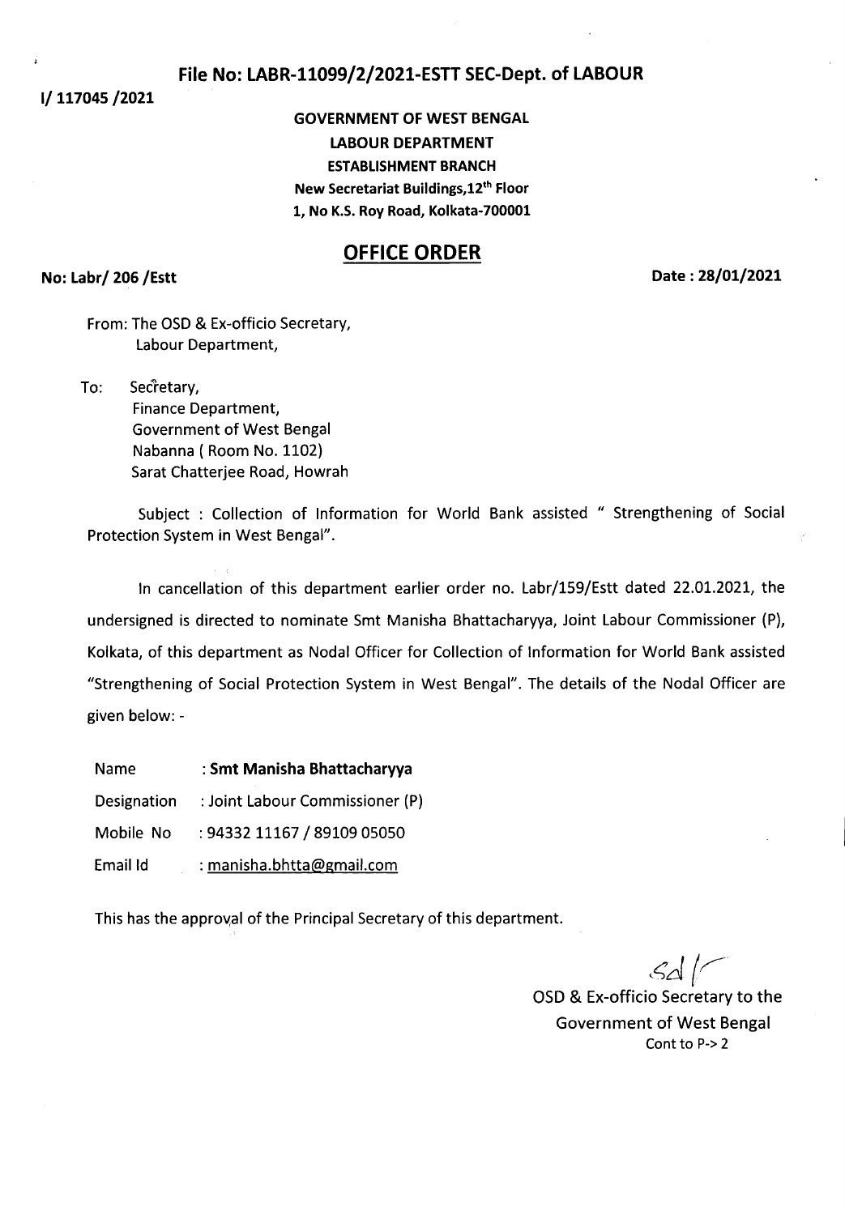**File No: LABR-11099/2/2021-ESTT SEC-Dept. of LABOUR**

**I/ 117045 /2021**

**GOVERNMENT OF WEST BENGAL**
**LABOUR DEPARTMENT**
**ESTABLISHMENT BRANCH**
**New Secretariat Buildings,12th Floor**
**1, No K.S. Roy Road, Kolkata-700001**

## OFFICE ORDER

**No: Labr/ 206 /Estt** **Date : 28/01/2021**

From: The OSD & Ex-officio Secretary,
Labour Department,

To: Secretary,
Finance Department,
Government of West Bengal
Nabanna ( Room No. 1102)
Sarat Chatterjee Road, Howrah

Subject : Collection of Information for World Bank assisted " Strengthening of Social Protection System in West Bengal".

In cancellation of this department earlier order no. Labr/159/Estt dated 22.01.2021, the undersigned is directed to nominate Smt Manisha Bhattacharyya, Joint Labour Commissioner (P), Kolkata, of this department as Nodal Officer for Collection of Information for World Bank assisted "Strengthening of Social Protection System in West Bengal". The details of the Nodal Officer are given below: -

| | |
|---|---|
| Name | : **Smt Manisha Bhattacharyya** |
| Designation | : Joint Labour Commissioner (P) |
| Mobile No | : 94332 11167 / 89109 05050 |
| Email Id | : manisha.bhtta@gmail.com |

This has the approval of the Principal Secretary of this department.

Sd/-

OSD & Ex-officio Secretary to the
Government of West Bengal

Cont to P-> 2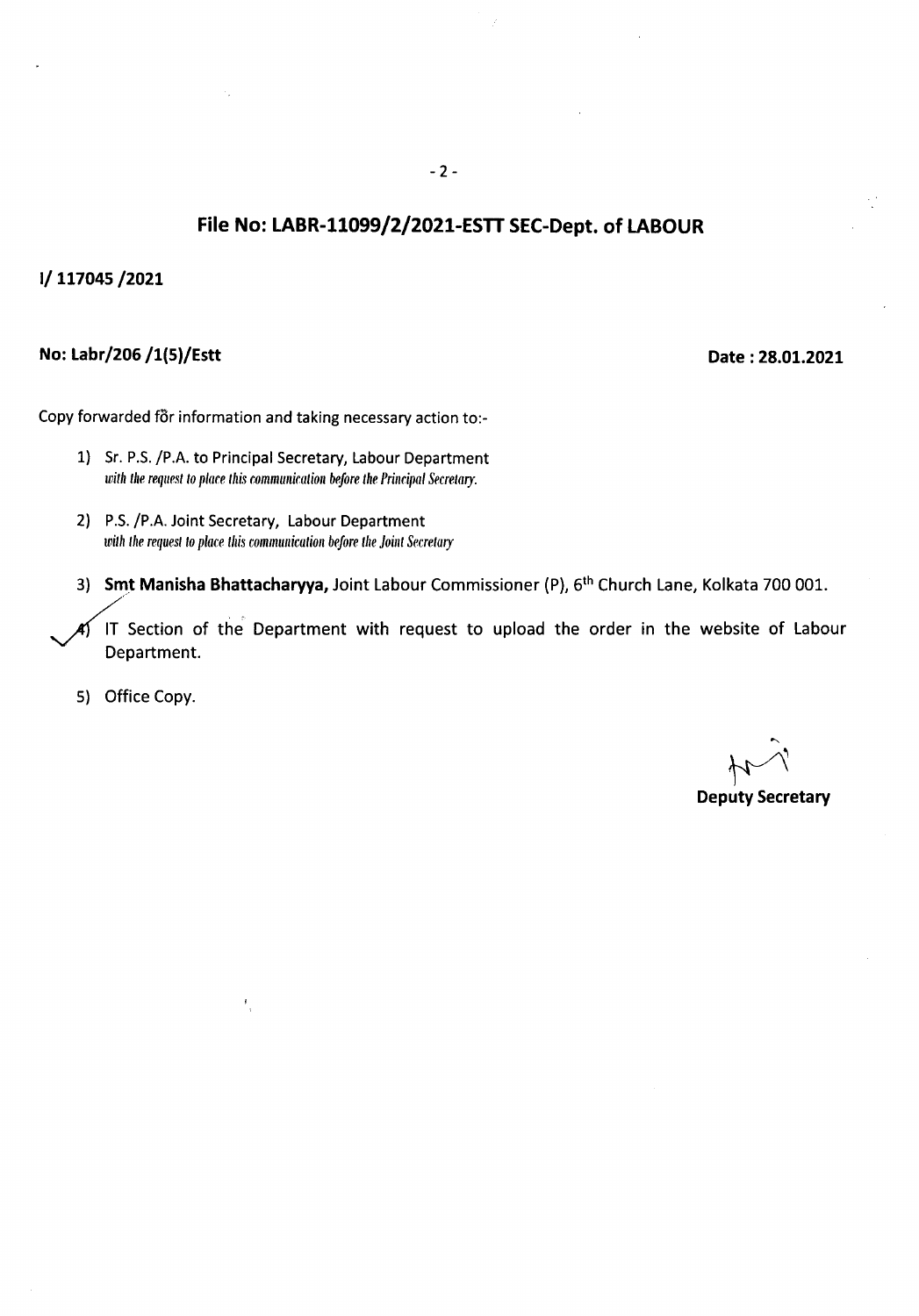## File No: LABR-11099/2/2021-ESTT SEC-Dept. of LABOUR

**I/ 117045 /2021**

**No: Labr/206 /1(5)/Estt** **Date : 28.01.2021**

Copy forwarded for information and taking necessary action to:-

1) Sr. P.S. /P.A. to Principal Secretary, Labour Department
*with the request to place this communication before the Principal Secretary.*

2) P.S. /P.A. Joint Secretary, Labour Department
*with the request to place this communication before the Joint Secretary*

3) **Smt Manisha Bhattacharyya,** Joint Labour Commissioner (P), 6th Church Lane, Kolkata 700 001.

4) IT Section of the Department with request to upload the order in the website of Labour Department.

5) Office Copy.

**Deputy Secretary**